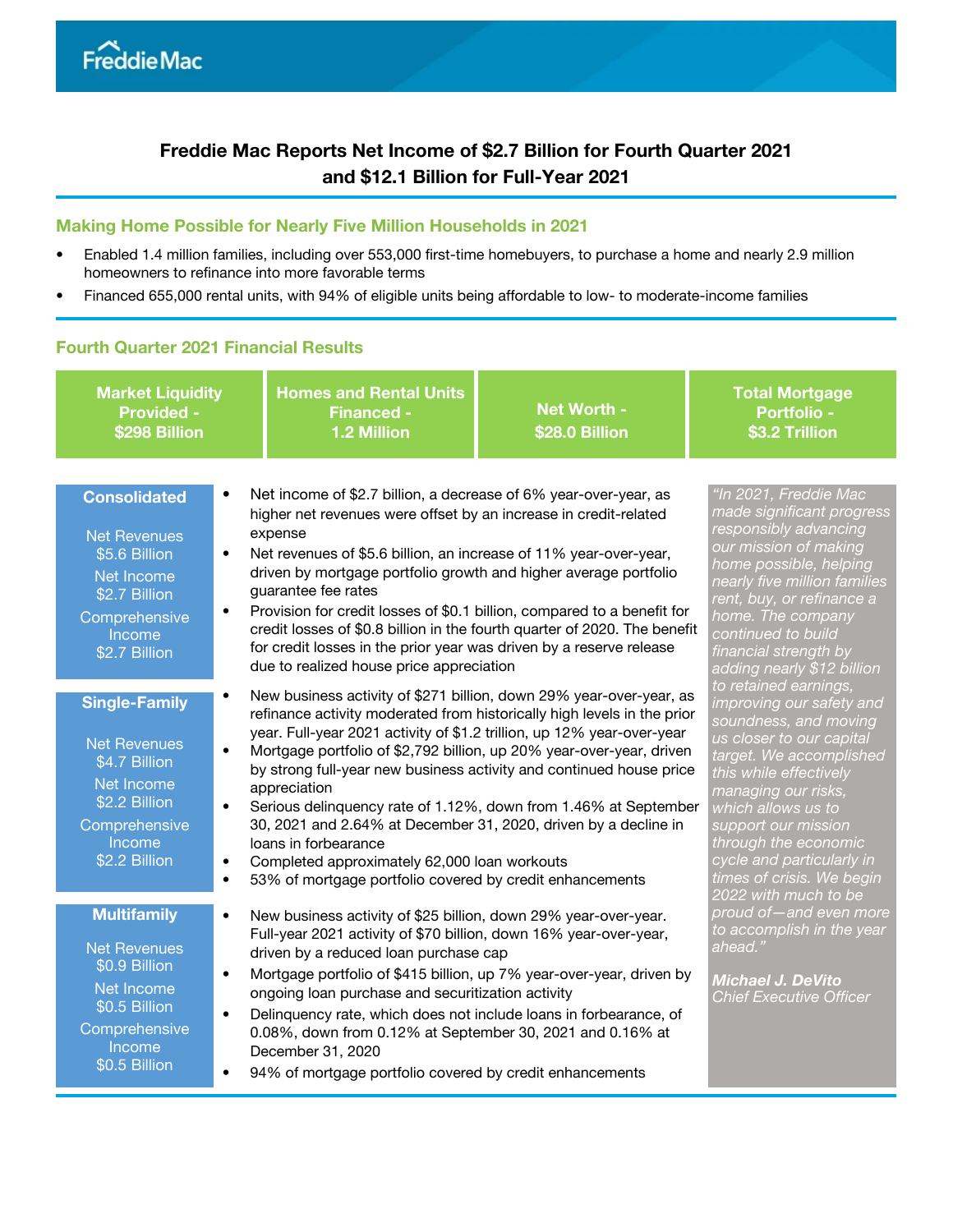# Freddie Mac Reports Net Income of $2.7 Billion for Fourth Quarter 2021 and $12.1 Billion for Full-Year 2021

## Making Home Possible for Nearly Five Million Households in 2021

- Enabled 1.4 million families, including over 553,000 first-time homebuyers, to purchase a home and nearly 2.9 million homeowners to refinance into more favorable terms
- Financed 655,000 rental units, with 94% of eligible units being affordable to low- to moderate-income families

## Fourth Quarter 2021 Financial Results

| Market Liquidity Provided - $298 Billion | Homes and Rental Units Financed - 1.2 Million | Net Worth - $28.0 Billion | Total Mortgage Portfolio - $3.2 Trillion |
|---|---|---|---|

### Consolidated

Net Revenues $5.6 Billion
Net Income $2.7 Billion
Comprehensive Income $2.7 Billion

- Net income of $2.7 billion, a decrease of 6% year-over-year, as higher net revenues were offset by an increase in credit-related expense
- Net revenues of $5.6 billion, an increase of 11% year-over-year, driven by mortgage portfolio growth and higher average portfolio guarantee fee rates
- Provision for credit losses of $0.1 billion, compared to a benefit for credit losses of $0.8 billion in the fourth quarter of 2020. The benefit for credit losses in the prior year was driven by a reserve release due to realized house price appreciation

### Single-Family

Net Revenues $4.7 Billion
Net Income $2.2 Billion
Comprehensive Income $2.2 Billion

- New business activity of $271 billion, down 29% year-over-year, as refinance activity moderated from historically high levels in the prior year. Full-year 2021 activity of $1.2 trillion, up 12% year-over-year
- Mortgage portfolio of $2,792 billion, up 20% year-over-year, driven by strong full-year new business activity and continued house price appreciation
- Serious delinquency rate of 1.12%, down from 1.46% at September 30, 2021 and 2.64% at December 31, 2020, driven by a decline in loans in forbearance
- Completed approximately 62,000 loan workouts
- 53% of mortgage portfolio covered by credit enhancements

### Multifamily

Net Revenues $0.9 Billion
Net Income $0.5 Billion
Comprehensive Income $0.5 Billion

- New business activity of $25 billion, down 29% year-over-year. Full-year 2021 activity of $70 billion, down 16% year-over-year, driven by a reduced loan purchase cap
- Mortgage portfolio of $415 billion, up 7% year-over-year, driven by ongoing loan purchase and securitization activity
- Delinquency rate, which does not include loans in forbearance, of 0.08%, down from 0.12% at September 30, 2021 and 0.16% at December 31, 2020
- 94% of mortgage portfolio covered by credit enhancements

*"In 2021, Freddie Mac made significant progress responsibly advancing our mission of making home possible, helping nearly five million families rent, buy, or refinance a home. The company continued to build financial strength by adding nearly $12 billion to retained earnings, improving our safety and soundness, and moving us closer to our capital target. We accomplished this while effectively managing our risks, which allows us to support our mission through the economic cycle and particularly in times of crisis. We begin 2022 with much to be proud of—and even more to accomplish in the year ahead."*

***Michael J. DeVito***
*Chief Executive Officer*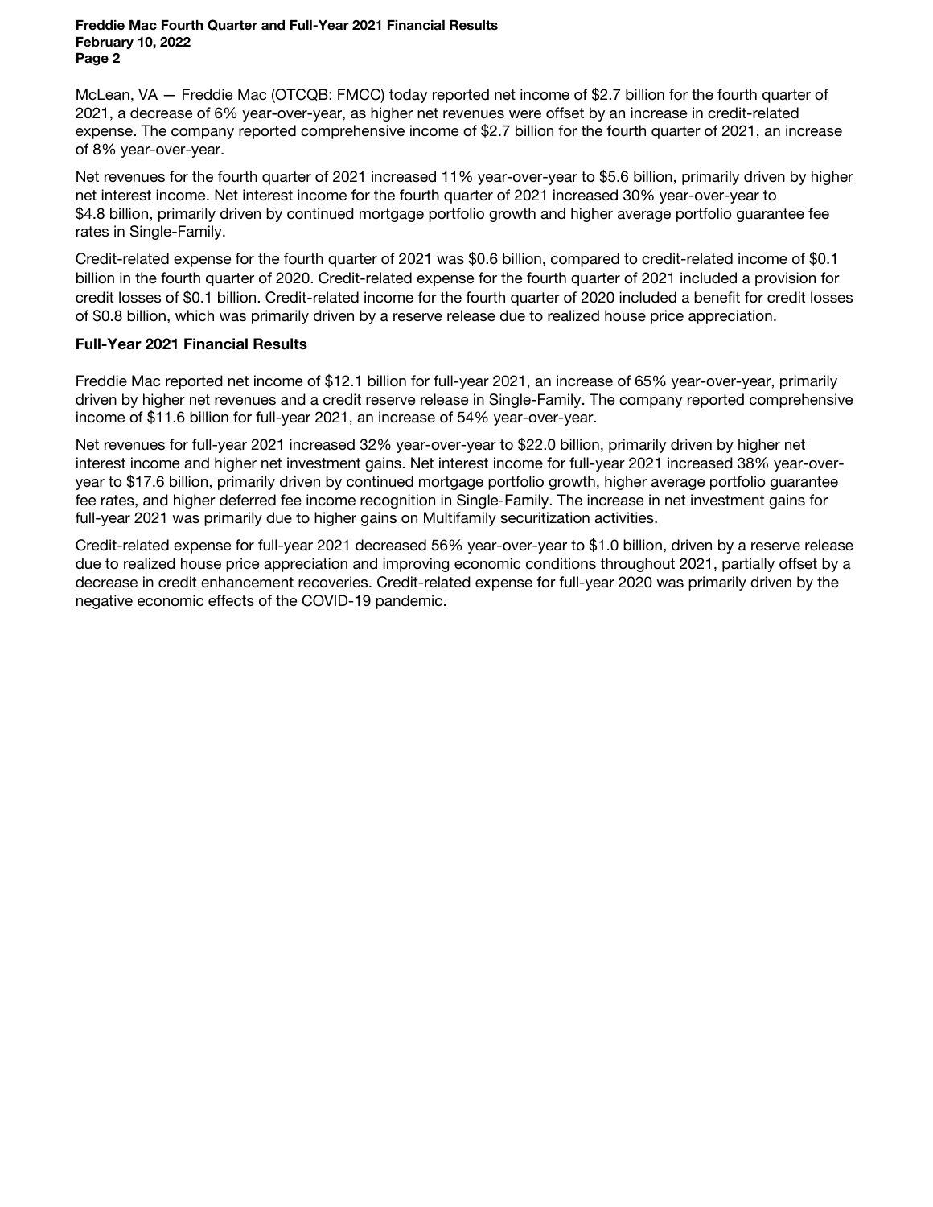McLean, VA — Freddie Mac (OTCQB: FMCC) today reported net income of $2.7 billion for the fourth quarter of 2021, a decrease of 6% year-over-year, as higher net revenues were offset by an increase in credit-related expense. The company reported comprehensive income of $2.7 billion for the fourth quarter of 2021, an increase of 8% year-over-year.

Net revenues for the fourth quarter of 2021 increased 11% year-over-year to $5.6 billion, primarily driven by higher net interest income. Net interest income for the fourth quarter of 2021 increased 30% year-over-year to $4.8 billion, primarily driven by continued mortgage portfolio growth and higher average portfolio guarantee fee rates in Single-Family.

Credit-related expense for the fourth quarter of 2021 was $0.6 billion, compared to credit-related income of $0.1 billion in the fourth quarter of 2020. Credit-related expense for the fourth quarter of 2021 included a provision for credit losses of $0.1 billion. Credit-related income for the fourth quarter of 2020 included a benefit for credit losses of $0.8 billion, which was primarily driven by a reserve release due to realized house price appreciation.

**Full-Year 2021 Financial Results**

Freddie Mac reported net income of $12.1 billion for full-year 2021, an increase of 65% year-over-year, primarily driven by higher net revenues and a credit reserve release in Single-Family. The company reported comprehensive income of $11.6 billion for full-year 2021, an increase of 54% year-over-year.

Net revenues for full-year 2021 increased 32% year-over-year to $22.0 billion, primarily driven by higher net interest income and higher net investment gains. Net interest income for full-year 2021 increased 38% year-over-year to $17.6 billion, primarily driven by continued mortgage portfolio growth, higher average portfolio guarantee fee rates, and higher deferred fee income recognition in Single-Family. The increase in net investment gains for full-year 2021 was primarily due to higher gains on Multifamily securitization activities.

Credit-related expense for full-year 2021 decreased 56% year-over-year to $1.0 billion, driven by a reserve release due to realized house price appreciation and improving economic conditions throughout 2021, partially offset by a decrease in credit enhancement recoveries. Credit-related expense for full-year 2020 was primarily driven by the negative economic effects of the COVID-19 pandemic.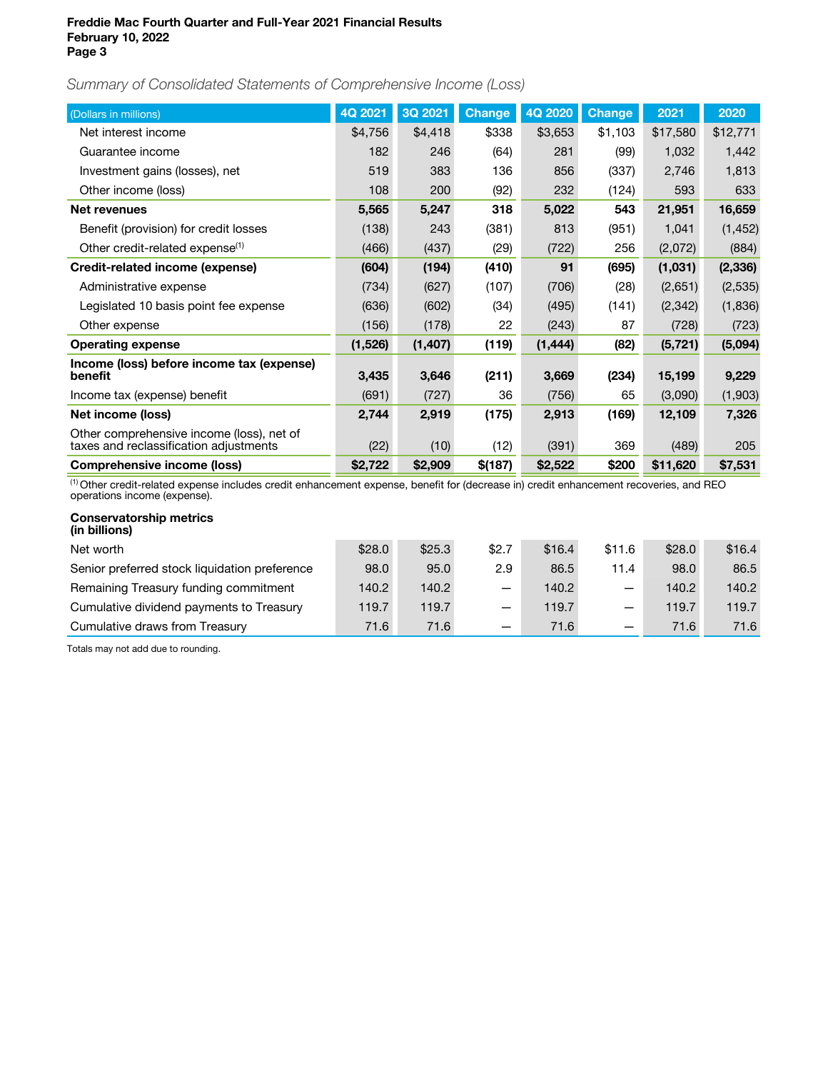*Summary of Consolidated Statements of Comprehensive Income (Loss)*

| (Dollars in millions) | 4Q 2021 | 3Q 2021 | Change | 4Q 2020 | Change | 2021 | 2020 |
|---|---|---|---|---|---|---|---|
| Net interest income | $4,756 | $4,418 | $338 | $3,653 | $1,103 | $17,580 | $12,771 |
| Guarantee income | 182 | 246 | (64) | 281 | (99) | 1,032 | 1,442 |
| Investment gains (losses), net | 519 | 383 | 136 | 856 | (337) | 2,746 | 1,813 |
| Other income (loss) | 108 | 200 | (92) | 232 | (124) | 593 | 633 |
| **Net revenues** | **5,565** | **5,247** | **318** | **5,022** | **543** | **21,951** | **16,659** |
| Benefit (provision) for credit losses | (138) | 243 | (381) | 813 | (951) | 1,041 | (1,452) |
| Other credit-related expense[1] | (466) | (437) | (29) | (722) | 256 | (2,072) | (884) |
| **Credit-related income (expense)** | **(604)** | **(194)** | **(410)** | **91** | **(695)** | **(1,031)** | **(2,336)** |
| Administrative expense | (734) | (627) | (107) | (706) | (28) | (2,651) | (2,535) |
| Legislated 10 basis point fee expense | (636) | (602) | (34) | (495) | (141) | (2,342) | (1,836) |
| Other expense | (156) | (178) | 22 | (243) | 87 | (728) | (723) |
| **Operating expense** | **(1,526)** | **(1,407)** | **(119)** | **(1,444)** | **(82)** | **(5,721)** | **(5,094)** |
| **Income (loss) before income tax (expense) benefit** | **3,435** | **3,646** | **(211)** | **3,669** | **(234)** | **15,199** | **9,229** |
| Income tax (expense) benefit | (691) | (727) | 36 | (756) | 65 | (3,090) | (1,903) |
| **Net income (loss)** | **2,744** | **2,919** | **(175)** | **2,913** | **(169)** | **12,109** | **7,326** |
| Other comprehensive income (loss), net of taxes and reclassification adjustments | (22) | (10) | (12) | (391) | 369 | (489) | 205 |
| **Comprehensive income (loss)** | **$2,722** | **$2,909** | **$(187)** | **$2,522** | **$200** | **$11,620** | **$7,531** |

[1] Other credit-related expense includes credit enhancement expense, benefit for (decrease in) credit enhancement recoveries, and REO operations income (expense).

| **Conservatorship metrics (in billions)** | 4Q 2021 | 3Q 2021 | Change | 4Q 2020 | Change | 2021 | 2020 |
|---|---|---|---|---|---|---|---|
| Net worth | $28.0 | $25.3 | $2.7 | $16.4 | $11.6 | $28.0 | $16.4 |
| Senior preferred stock liquidation preference | 98.0 | 95.0 | 2.9 | 86.5 | 11.4 | 98.0 | 86.5 |
| Remaining Treasury funding commitment | 140.2 | 140.2 | — | 140.2 | — | 140.2 | 140.2 |
| Cumulative dividend payments to Treasury | 119.7 | 119.7 | — | 119.7 | — | 119.7 | 119.7 |
| Cumulative draws from Treasury | 71.6 | 71.6 | — | 71.6 | — | 71.6 | 71.6 |

Totals may not add due to rounding.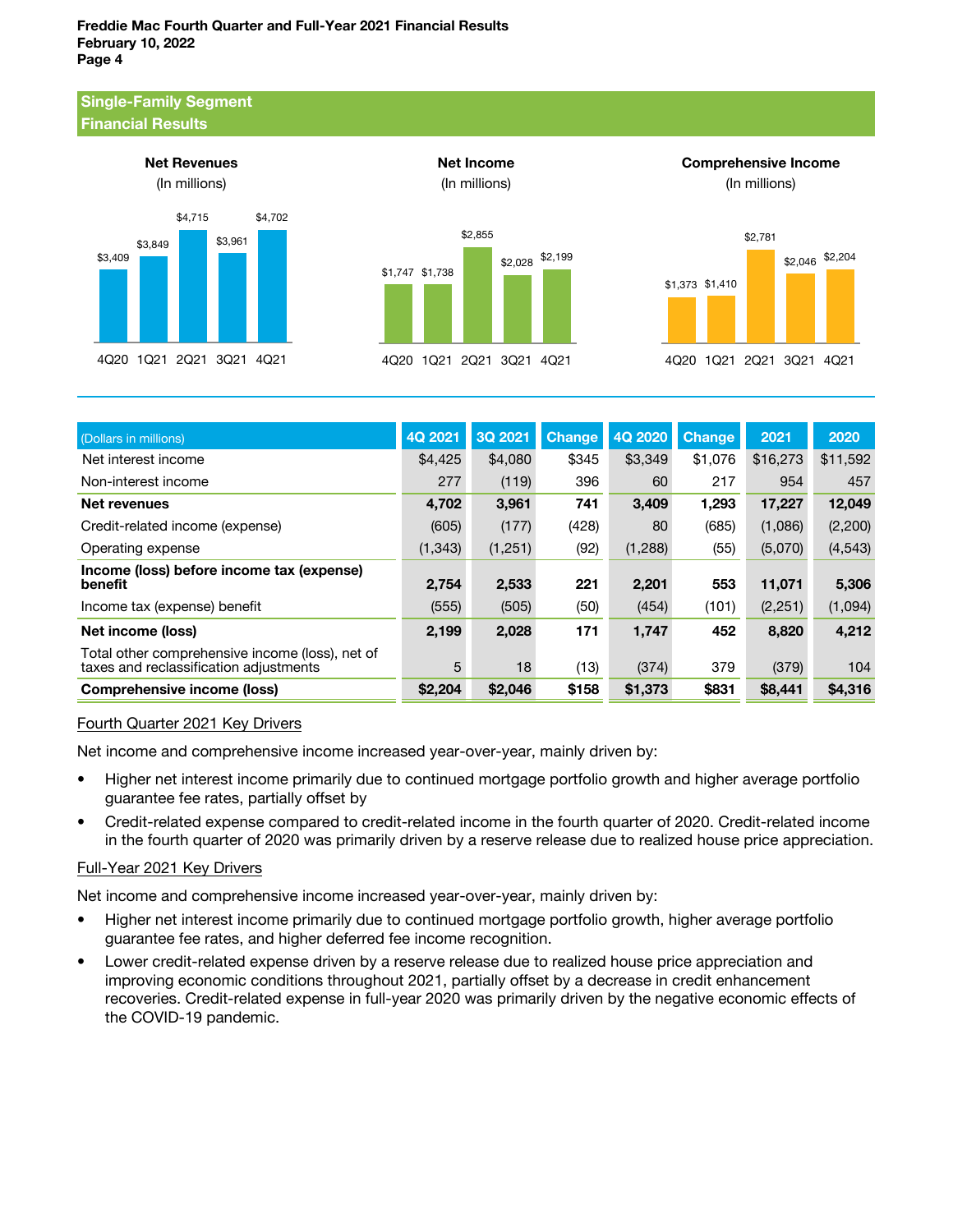## Single-Family Segment Financial Results

**Net Revenues**
(In millions)

| 4Q20 | 1Q21 | 2Q21 | 3Q21 | 4Q21 |
|---|---|---|---|---|
| $3,409 | $3,849 | $4,715 | $3,961 | $4,702 |

**Net Income**
(In millions)

| 4Q20 | 1Q21 | 2Q21 | 3Q21 | 4Q21 |
|---|---|---|---|---|
| $1,747 | $1,738 | $2,855 | $2,028 | $2,199 |

**Comprehensive Income**
(In millions)

| 4Q20 | 1Q21 | 2Q21 | 3Q21 | 4Q21 |
|---|---|---|---|---|
| $1,373 | $1,410 | $2,781 | $2,046 | $2,204 |

| (Dollars in millions) | 4Q 2021 | 3Q 2021 | Change | 4Q 2020 | Change | 2021 | 2020 |
|---|---|---|---|---|---|---|---|
| Net interest income | $4,425 | $4,080 | $345 | $3,349 | $1,076 | $16,273 | $11,592 |
| Non-interest income | 277 | (119) | 396 | 60 | 217 | 954 | 457 |
| **Net revenues** | **4,702** | **3,961** | **741** | **3,409** | **1,293** | **17,227** | **12,049** |
| Credit-related income (expense) | (605) | (177) | (428) | 80 | (685) | (1,086) | (2,200) |
| Operating expense | (1,343) | (1,251) | (92) | (1,288) | (55) | (5,070) | (4,543) |
| **Income (loss) before income tax (expense) benefit** | **2,754** | **2,533** | **221** | **2,201** | **553** | **11,071** | **5,306** |
| Income tax (expense) benefit | (555) | (505) | (50) | (454) | (101) | (2,251) | (1,094) |
| **Net income (loss)** | **2,199** | **2,028** | **171** | **1,747** | **452** | **8,820** | **4,212** |
| Total other comprehensive income (loss), net of taxes and reclassification adjustments | 5 | 18 | (13) | (374) | 379 | (379) | 104 |
| **Comprehensive income (loss)** | **$2,204** | **$2,046** | **$158** | **$1,373** | **$831** | **$8,441** | **$4,316** |

Fourth Quarter 2021 Key Drivers

Net income and comprehensive income increased year-over-year, mainly driven by:

- Higher net interest income primarily due to continued mortgage portfolio growth and higher average portfolio guarantee fee rates, partially offset by
- Credit-related expense compared to credit-related income in the fourth quarter of 2020. Credit-related income in the fourth quarter of 2020 was primarily driven by a reserve release due to realized house price appreciation.

Full-Year 2021 Key Drivers

Net income and comprehensive income increased year-over-year, mainly driven by:

- Higher net interest income primarily due to continued mortgage portfolio growth, higher average portfolio guarantee fee rates, and higher deferred fee income recognition.
- Lower credit-related expense driven by a reserve release due to realized house price appreciation and improving economic conditions throughout 2021, partially offset by a decrease in credit enhancement recoveries. Credit-related expense in full-year 2020 was primarily driven by the negative economic effects of the COVID-19 pandemic.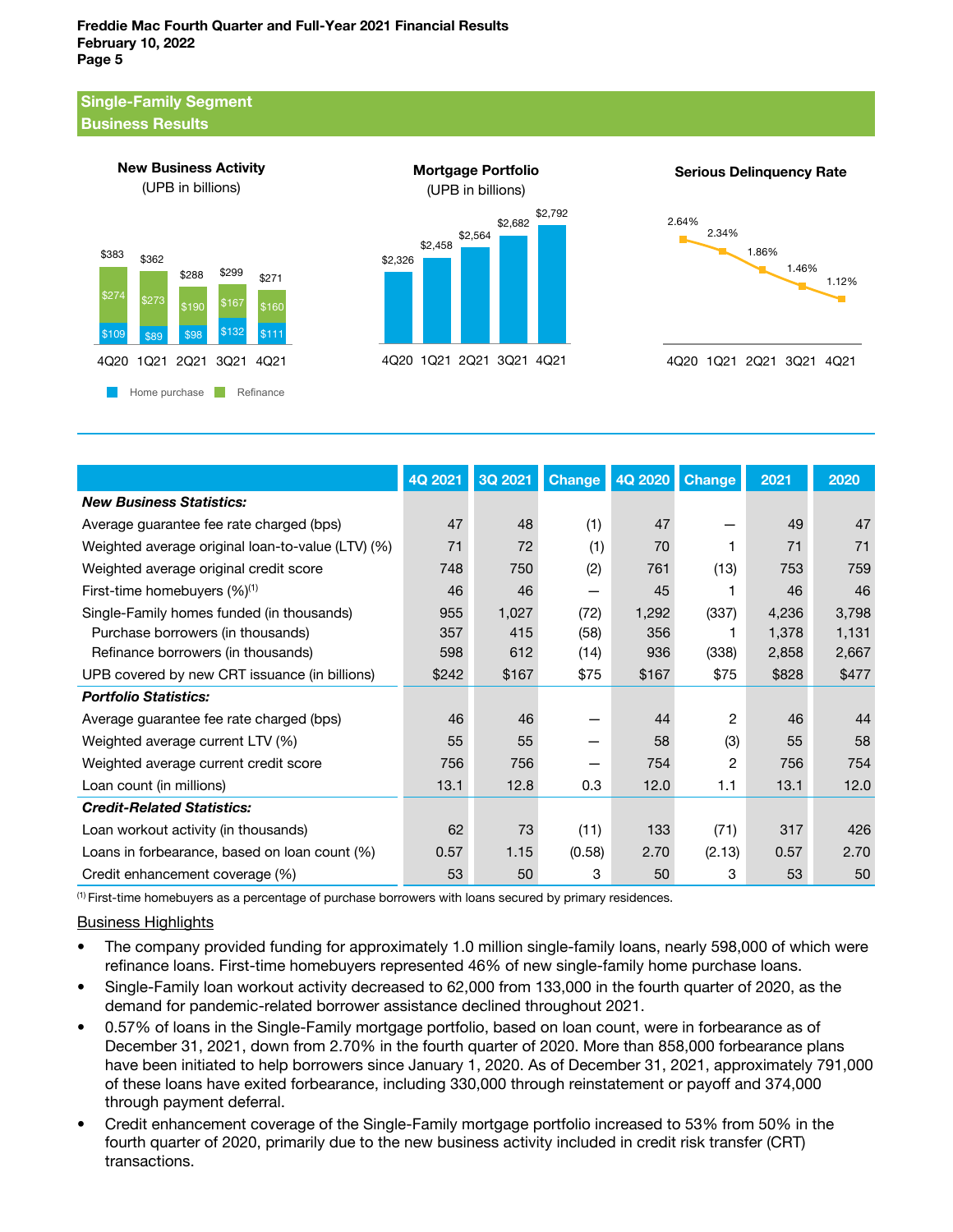## Single-Family Segment Business Results

**New Business Activity**
(UPB in billions)

| | 4Q20 | 1Q21 | 2Q21 | 3Q21 | 4Q21 |
|---|---|---|---|---|---|
| Home purchase | $109 | $89 | $98 | $132 | $111 |
| Refinance | $274 | $273 | $190 | $167 | $160 |
| Total | $383 | $362 | $288 | $299 | $271 |

**Mortgage Portfolio**
(UPB in billions)

| 4Q20 | 1Q21 | 2Q21 | 3Q21 | 4Q21 |
|---|---|---|---|---|
| $2,326 | $2,458 | $2,564 | $2,682 | $2,792 |

**Serious Delinquency Rate**

| 4Q20 | 1Q21 | 2Q21 | 3Q21 | 4Q21 |
|---|---|---|---|---|
| 2.64% | 2.34% | 1.86% | 1.46% | 1.12% |

| | 4Q 2021 | 3Q 2021 | Change | 4Q 2020 | Change | 2021 | 2020 |
|---|---|---|---|---|---|---|---|
| ***New Business Statistics:*** | | | | | | | |
| Average guarantee fee rate charged (bps) | 47 | 48 | (1) | 47 | — | 49 | 47 |
| Weighted average original loan-to-value (LTV) (%) | 71 | 72 | (1) | 70 | 1 | 71 | 71 |
| Weighted average original credit score | 748 | 750 | (2) | 761 | (13) | 753 | 759 |
| First-time homebuyers (%)[(1)] | 46 | 46 | — | 45 | 1 | 46 | 46 |
| Single-Family homes funded (in thousands) | 955 | 1,027 | (72) | 1,292 | (337) | 4,236 | 3,798 |
| Purchase borrowers (in thousands) | 357 | 415 | (58) | 356 | 1 | 1,378 | 1,131 |
| Refinance borrowers (in thousands) | 598 | 612 | (14) | 936 | (338) | 2,858 | 2,667 |
| UPB covered by new CRT issuance (in billions) | $242 | $167 | $75 | $167 | $75 | $828 | $477 |
| ***Portfolio Statistics:*** | | | | | | | |
| Average guarantee fee rate charged (bps) | 46 | 46 | — | 44 | 2 | 46 | 44 |
| Weighted average current LTV (%) | 55 | 55 | — | 58 | (3) | 55 | 58 |
| Weighted average current credit score | 756 | 756 | — | 754 | 2 | 756 | 754 |
| Loan count (in millions) | 13.1 | 12.8 | 0.3 | 12.0 | 1.1 | 13.1 | 12.0 |
| ***Credit-Related Statistics:*** | | | | | | | |
| Loan workout activity (in thousands) | 62 | 73 | (11) | 133 | (71) | 317 | 426 |
| Loans in forbearance, based on loan count (%) | 0.57 | 1.15 | (0.58) | 2.70 | (2.13) | 0.57 | 2.70 |
| Credit enhancement coverage (%) | 53 | 50 | 3 | 50 | 3 | 53 | 50 |

[(1)] First-time homebuyers as a percentage of purchase borrowers with loans secured by primary residences.

Business Highlights

- The company provided funding for approximately 1.0 million single-family loans, nearly 598,000 of which were refinance loans. First-time homebuyers represented 46% of new single-family home purchase loans.
- Single-Family loan workout activity decreased to 62,000 from 133,000 in the fourth quarter of 2020, as the demand for pandemic-related borrower assistance declined throughout 2021.
- 0.57% of loans in the Single-Family mortgage portfolio, based on loan count, were in forbearance as of December 31, 2021, down from 2.70% in the fourth quarter of 2020. More than 858,000 forbearance plans have been initiated to help borrowers since January 1, 2020. As of December 31, 2021, approximately 791,000 of these loans have exited forbearance, including 330,000 through reinstatement or payoff and 374,000 through payment deferral.
- Credit enhancement coverage of the Single-Family mortgage portfolio increased to 53% from 50% in the fourth quarter of 2020, primarily due to the new business activity included in credit risk transfer (CRT) transactions.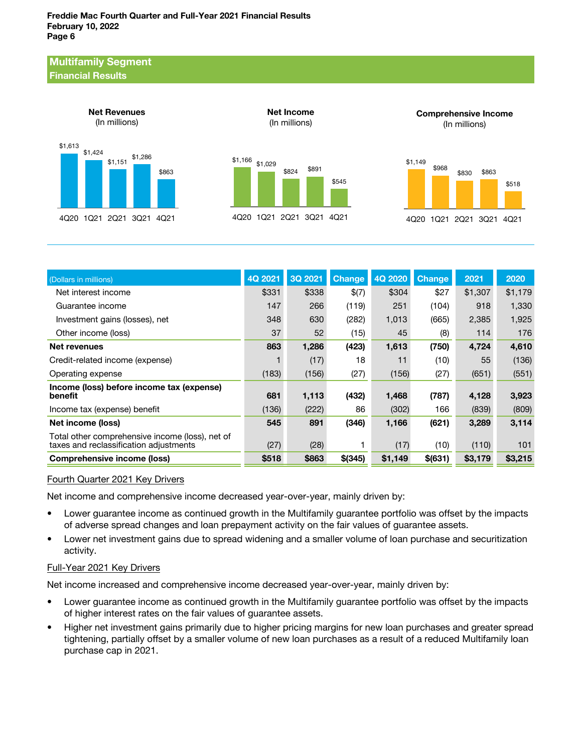## Multifamily Segment
### Financial Results

**Net Revenues**
(In millions)

| 4Q20 | 1Q21 | 2Q21 | 3Q21 | 4Q21 |
|---|---|---|---|---|
| $1,613 | $1,424 | $1,151 | $1,286 | $863 |

**Net Income**
(In millions)

| 4Q20 | 1Q21 | 2Q21 | 3Q21 | 4Q21 |
|---|---|---|---|---|
| $1,166 | $1,029 | $824 | $891 | $545 |

**Comprehensive Income**
(In millions)

| 4Q20 | 1Q21 | 2Q21 | 3Q21 | 4Q21 |
|---|---|---|---|---|
| $1,149 | $968 | $830 | $863 | $518 |

| (Dollars in millions) | 4Q 2021 | 3Q 2021 | Change | 4Q 2020 | Change | 2021 | 2020 |
|---|---|---|---|---|---|---|---|
| Net interest income | $331 | $338 | $(7) | $304 | $27 | $1,307 | $1,179 |
| Guarantee income | 147 | 266 | (119) | 251 | (104) | 918 | 1,330 |
| Investment gains (losses), net | 348 | 630 | (282) | 1,013 | (665) | 2,385 | 1,925 |
| Other income (loss) | 37 | 52 | (15) | 45 | (8) | 114 | 176 |
| **Net revenues** | **863** | **1,286** | **(423)** | **1,613** | **(750)** | **4,724** | **4,610** |
| Credit-related income (expense) | 1 | (17) | 18 | 11 | (10) | 55 | (136) |
| Operating expense | (183) | (156) | (27) | (156) | (27) | (651) | (551) |
| **Income (loss) before income tax (expense) benefit** | **681** | **1,113** | **(432)** | **1,468** | **(787)** | **4,128** | **3,923** |
| Income tax (expense) benefit | (136) | (222) | 86 | (302) | 166 | (839) | (809) |
| **Net income (loss)** | **545** | **891** | **(346)** | **1,166** | **(621)** | **3,289** | **3,114** |
| Total other comprehensive income (loss), net of taxes and reclassification adjustments | (27) | (28) | 1 | (17) | (10) | (110) | 101 |
| **Comprehensive income (loss)** | **$518** | **$863** | **$(345)** | **$1,149** | **$(631)** | **$3,179** | **$3,215** |

Fourth Quarter 2021 Key Drivers

Net income and comprehensive income decreased year-over-year, mainly driven by:

- Lower guarantee income as continued growth in the Multifamily guarantee portfolio was offset by the impacts of adverse spread changes and loan prepayment activity on the fair values of guarantee assets.
- Lower net investment gains due to spread widening and a smaller volume of loan purchase and securitization activity.

Full-Year 2021 Key Drivers

Net income increased and comprehensive income decreased year-over-year, mainly driven by:

- Lower guarantee income as continued growth in the Multifamily guarantee portfolio was offset by the impacts of higher interest rates on the fair values of guarantee assets.
- Higher net investment gains primarily due to higher pricing margins for new loan purchases and greater spread tightening, partially offset by a smaller volume of new loan purchases as a result of a reduced Multifamily loan purchase cap in 2021.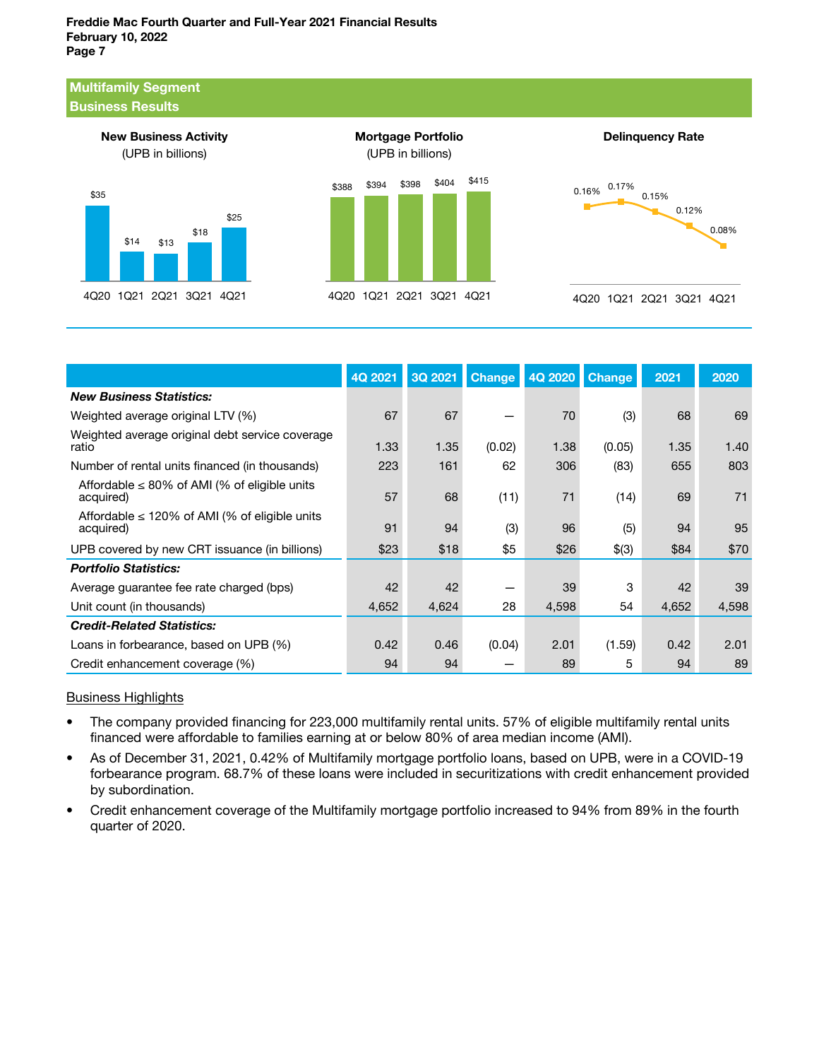## Multifamily Segment
## Business Results

**New Business Activity**
(UPB in billions)

| 4Q20 | 1Q21 | 2Q21 | 3Q21 | 4Q21 |
|---|---|---|---|---|
| $35 | $14 | $13 | $18 | $25 |

**Mortgage Portfolio**
(UPB in billions)

| 4Q20 | 1Q21 | 2Q21 | 3Q21 | 4Q21 |
|---|---|---|---|---|
| $388 | $394 | $398 | $404 | $415 |

**Delinquency Rate**

| 4Q20 | 1Q21 | 2Q21 | 3Q21 | 4Q21 |
|---|---|---|---|---|
| 0.16% | 0.17% | 0.15% | 0.12% | 0.08% |

| | 4Q 2021 | 3Q 2021 | Change | 4Q 2020 | Change | 2021 | 2020 |
|---|---|---|---|---|---|---|---|
| ***New Business Statistics:*** | | | | | | | |
| Weighted average original LTV (%) | 67 | 67 | — | 70 | (3) | 68 | 69 |
| Weighted average original debt service coverage ratio | 1.33 | 1.35 | (0.02) | 1.38 | (0.05) | 1.35 | 1.40 |
| Number of rental units financed (in thousands) | 223 | 161 | 62 | 306 | (83) | 655 | 803 |
| Affordable ≤ 80% of AMI (% of eligible units acquired) | 57 | 68 | (11) | 71 | (14) | 69 | 71 |
| Affordable ≤ 120% of AMI (% of eligible units acquired) | 91 | 94 | (3) | 96 | (5) | 94 | 95 |
| UPB covered by new CRT issuance (in billions) | $23 | $18 | $5 | $26 | $(3) | $84 | $70 |
| ***Portfolio Statistics:*** | | | | | | | |
| Average guarantee fee rate charged (bps) | 42 | 42 | — | 39 | 3 | 42 | 39 |
| Unit count (in thousands) | 4,652 | 4,624 | 28 | 4,598 | 54 | 4,652 | 4,598 |
| ***Credit-Related Statistics:*** | | | | | | | |
| Loans in forbearance, based on UPB (%) | 0.42 | 0.46 | (0.04) | 2.01 | (1.59) | 0.42 | 2.01 |
| Credit enhancement coverage (%) | 94 | 94 | — | 89 | 5 | 94 | 89 |

Business Highlights

- The company provided financing for 223,000 multifamily rental units. 57% of eligible multifamily rental units financed were affordable to families earning at or below 80% of area median income (AMI).
- As of December 31, 2021, 0.42% of Multifamily mortgage portfolio loans, based on UPB, were in a COVID-19 forbearance program. 68.7% of these loans were included in securitizations with credit enhancement provided by subordination.
- Credit enhancement coverage of the Multifamily mortgage portfolio increased to 94% from 89% in the fourth quarter of 2020.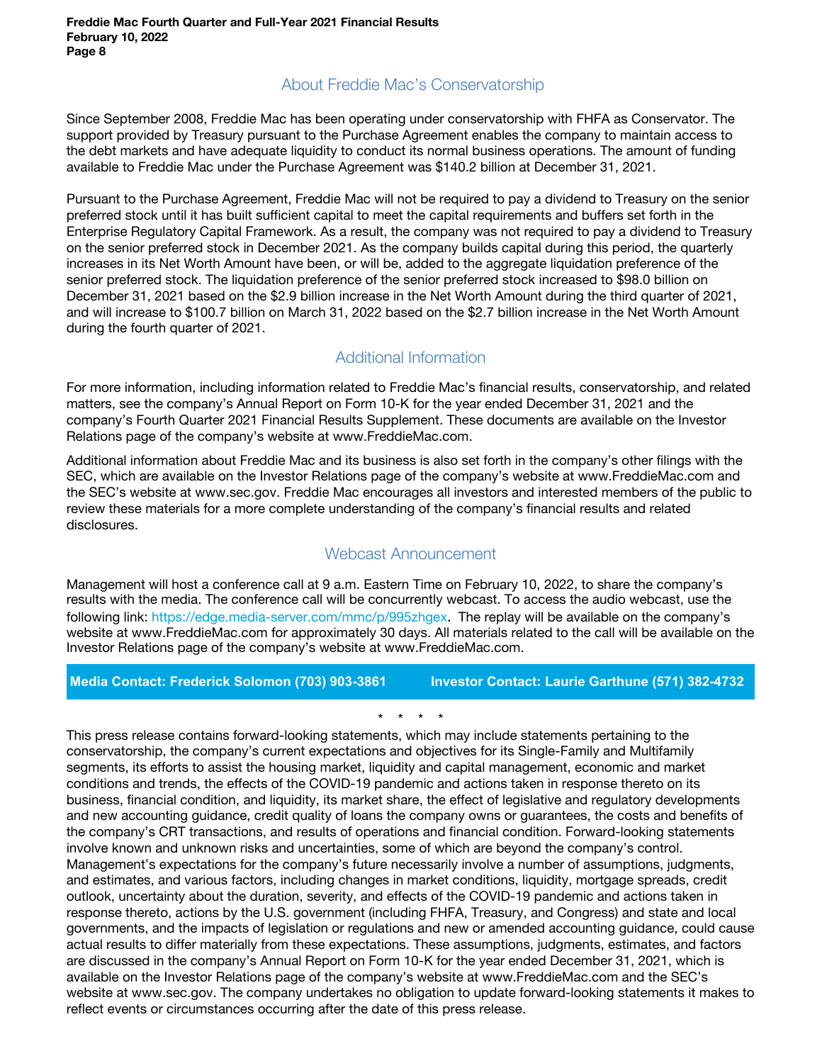## About Freddie Mac's Conservatorship

Since September 2008, Freddie Mac has been operating under conservatorship with FHFA as Conservator. The support provided by Treasury pursuant to the Purchase Agreement enables the company to maintain access to the debt markets and have adequate liquidity to conduct its normal business operations. The amount of funding available to Freddie Mac under the Purchase Agreement was $140.2 billion at December 31, 2021.

Pursuant to the Purchase Agreement, Freddie Mac will not be required to pay a dividend to Treasury on the senior preferred stock until it has built sufficient capital to meet the capital requirements and buffers set forth in the Enterprise Regulatory Capital Framework. As a result, the company was not required to pay a dividend to Treasury on the senior preferred stock in December 2021. As the company builds capital during this period, the quarterly increases in its Net Worth Amount have been, or will be, added to the aggregate liquidation preference of the senior preferred stock. The liquidation preference of the senior preferred stock increased to $98.0 billion on December 31, 2021 based on the $2.9 billion increase in the Net Worth Amount during the third quarter of 2021, and will increase to $100.7 billion on March 31, 2022 based on the $2.7 billion increase in the Net Worth Amount during the fourth quarter of 2021.

## Additional Information

For more information, including information related to Freddie Mac's financial results, conservatorship, and related matters, see the company's Annual Report on Form 10-K for the year ended December 31, 2021 and the company's Fourth Quarter 2021 Financial Results Supplement. These documents are available on the Investor Relations page of the company's website at www.FreddieMac.com.

Additional information about Freddie Mac and its business is also set forth in the company's other filings with the SEC, which are available on the Investor Relations page of the company's website at www.FreddieMac.com and the SEC's website at www.sec.gov. Freddie Mac encourages all investors and interested members of the public to review these materials for a more complete understanding of the company's financial results and related disclosures.

## Webcast Announcement

Management will host a conference call at 9 a.m. Eastern Time on February 10, 2022, to share the company's results with the media. The conference call will be concurrently webcast. To access the audio webcast, use the following link: https://edge.media-server.com/mmc/p/995zhgex. The replay will be available on the company's website at www.FreddieMac.com for approximately 30 days. All materials related to the call will be available on the Investor Relations page of the company's website at www.FreddieMac.com.

**Media Contact: Frederick Solomon (703) 903-3861** **Investor Contact: Laurie Garthune (571) 382-4732**

\* \* \* \*

This press release contains forward-looking statements, which may include statements pertaining to the conservatorship, the company's current expectations and objectives for its Single-Family and Multifamily segments, its efforts to assist the housing market, liquidity and capital management, economic and market conditions and trends, the effects of the COVID-19 pandemic and actions taken in response thereto on its business, financial condition, and liquidity, its market share, the effect of legislative and regulatory developments and new accounting guidance, credit quality of loans the company owns or guarantees, the costs and benefits of the company's CRT transactions, and results of operations and financial condition. Forward-looking statements involve known and unknown risks and uncertainties, some of which are beyond the company's control. Management's expectations for the company's future necessarily involve a number of assumptions, judgments, and estimates, and various factors, including changes in market conditions, liquidity, mortgage spreads, credit outlook, uncertainty about the duration, severity, and effects of the COVID-19 pandemic and actions taken in response thereto, actions by the U.S. government (including FHFA, Treasury, and Congress) and state and local governments, and the impacts of legislation or regulations and new or amended accounting guidance, could cause actual results to differ materially from these expectations. These assumptions, judgments, estimates, and factors are discussed in the company's Annual Report on Form 10-K for the year ended December 31, 2021, which is available on the Investor Relations page of the company's website at www.FreddieMac.com and the SEC's website at www.sec.gov. The company undertakes no obligation to update forward-looking statements it makes to reflect events or circumstances occurring after the date of this press release.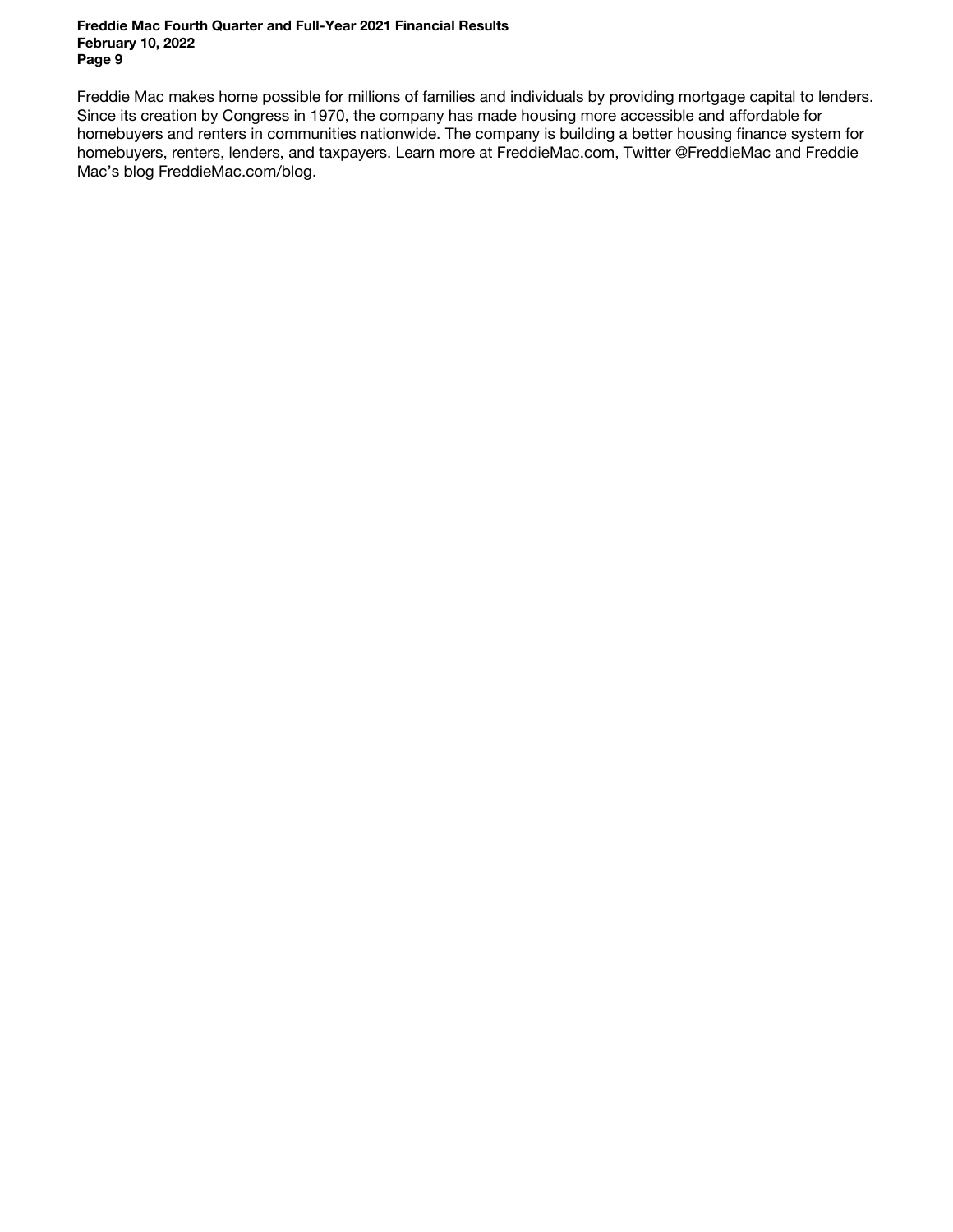Freddie Mac makes home possible for millions of families and individuals by providing mortgage capital to lenders. Since its creation by Congress in 1970, the company has made housing more accessible and affordable for homebuyers and renters in communities nationwide. The company is building a better housing finance system for homebuyers, renters, lenders, and taxpayers. Learn more at FreddieMac.com, Twitter @FreddieMac and Freddie Mac's blog FreddieMac.com/blog.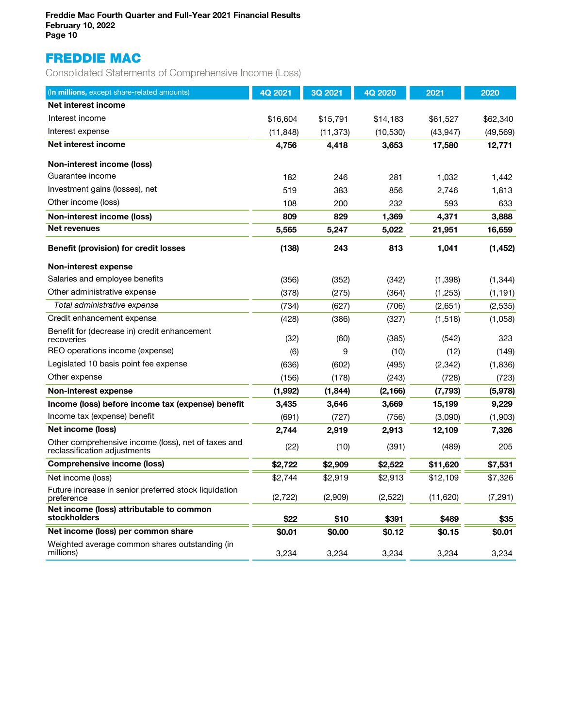# FREDDIE MAC

Consolidated Statements of Comprehensive Income (Loss)

| (In millions, except share-related amounts) | 4Q 2021 | 3Q 2021 | 4Q 2020 | 2021 | 2020 |
|---|---|---|---|---|---|
| **Net interest income** | | | | | |
| Interest income | $16,604 | $15,791 | $14,183 | $61,527 | $62,340 |
| Interest expense | (11,848) | (11,373) | (10,530) | (43,947) | (49,569) |
| **Net interest income** | **4,756** | **4,418** | **3,653** | **17,580** | **12,771** |
| **Non-interest income (loss)** | | | | | |
| Guarantee income | 182 | 246 | 281 | 1,032 | 1,442 |
| Investment gains (losses), net | 519 | 383 | 856 | 2,746 | 1,813 |
| Other income (loss) | 108 | 200 | 232 | 593 | 633 |
| **Non-interest income (loss)** | **809** | **829** | **1,369** | **4,371** | **3,888** |
| **Net revenues** | **5,565** | **5,247** | **5,022** | **21,951** | **16,659** |
| **Benefit (provision) for credit losses** | **(138)** | **243** | **813** | **1,041** | **(1,452)** |
| **Non-interest expense** | | | | | |
| Salaries and employee benefits | (356) | (352) | (342) | (1,398) | (1,344) |
| Other administrative expense | (378) | (275) | (364) | (1,253) | (1,191) |
| *Total administrative expense* | (734) | (627) | (706) | (2,651) | (2,535) |
| Credit enhancement expense | (428) | (386) | (327) | (1,518) | (1,058) |
| Benefit for (decrease in) credit enhancement recoveries | (32) | (60) | (385) | (542) | 323 |
| REO operations income (expense) | (6) | 9 | (10) | (12) | (149) |
| Legislated 10 basis point fee expense | (636) | (602) | (495) | (2,342) | (1,836) |
| Other expense | (156) | (178) | (243) | (728) | (723) |
| **Non-interest expense** | **(1,992)** | **(1,844)** | **(2,166)** | **(7,793)** | **(5,978)** |
| **Income (loss) before income tax (expense) benefit** | **3,435** | **3,646** | **3,669** | **15,199** | **9,229** |
| Income tax (expense) benefit | (691) | (727) | (756) | (3,090) | (1,903) |
| **Net income (loss)** | **2,744** | **2,919** | **2,913** | **12,109** | **7,326** |
| Other comprehensive income (loss), net of taxes and reclassification adjustments | (22) | (10) | (391) | (489) | 205 |
| **Comprehensive income (loss)** | **$2,722** | **$2,909** | **$2,522** | **$11,620** | **$7,531** |
| Net income (loss) | $2,744 | $2,919 | $2,913 | $12,109 | $7,326 |
| Future increase in senior preferred stock liquidation preference | (2,722) | (2,909) | (2,522) | (11,620) | (7,291) |
| **Net income (loss) attributable to common stockholders** | **$22** | **$10** | **$391** | **$489** | **$35** |
| **Net income (loss) per common share** | **$0.01** | **$0.00** | **$0.12** | **$0.15** | **$0.01** |
| Weighted average common shares outstanding (in millions) | 3,234 | 3,234 | 3,234 | 3,234 | 3,234 |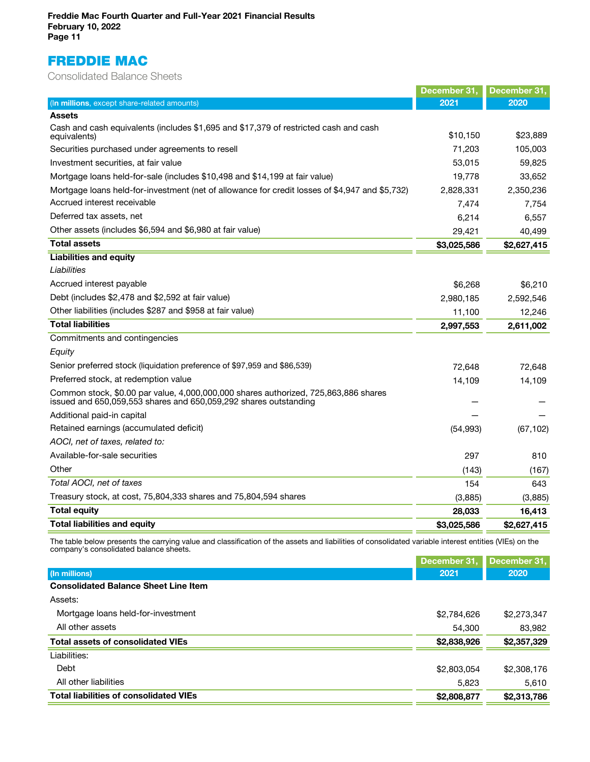# FREDDIE MAC

Consolidated Balance Sheets

| (In millions, except share-related amounts) | December 31, 2021 | December 31, 2020 |
|---|---|---|
| **Assets** | | |
| Cash and cash equivalents (includes $1,695 and $17,379 of restricted cash and cash equivalents) | $10,150 | $23,889 |
| Securities purchased under agreements to resell | 71,203 | 105,003 |
| Investment securities, at fair value | 53,015 | 59,825 |
| Mortgage loans held-for-sale (includes $10,498 and $14,199 at fair value) | 19,778 | 33,652 |
| Mortgage loans held-for-investment (net of allowance for credit losses of $4,947 and $5,732) | 2,828,331 | 2,350,236 |
| Accrued interest receivable | 7,474 | 7,754 |
| Deferred tax assets, net | 6,214 | 6,557 |
| Other assets (includes $6,594 and $6,980 at fair value) | 29,421 | 40,499 |
| **Total assets** | **$3,025,586** | **$2,627,415** |
| **Liabilities and equity** | | |
| *Liabilities* | | |
| Accrued interest payable | $6,268 | $6,210 |
| Debt (includes $2,478 and $2,592 at fair value) | 2,980,185 | 2,592,546 |
| Other liabilities (includes $287 and $958 at fair value) | 11,100 | 12,246 |
| **Total liabilities** | **2,997,553** | **2,611,002** |
| Commitments and contingencies | | |
| *Equity* | | |
| Senior preferred stock (liquidation preference of $97,959 and $86,539) | 72,648 | 72,648 |
| Preferred stock, at redemption value | 14,109 | 14,109 |
| Common stock, $0.00 par value, 4,000,000,000 shares authorized, 725,863,886 shares issued and 650,059,553 shares and 650,059,292 shares outstanding | — | — |
| Additional paid-in capital | — | — |
| Retained earnings (accumulated deficit) | (54,993) | (67,102) |
| *AOCI, net of taxes, related to:* | | |
| Available-for-sale securities | 297 | 810 |
| Other | (143) | (167) |
| *Total AOCI, net of taxes* | 154 | 643 |
| Treasury stock, at cost, 75,804,333 shares and 75,804,594 shares | (3,885) | (3,885) |
| **Total equity** | **28,033** | **16,413** |
| **Total liabilities and equity** | **$3,025,586** | **$2,627,415** |

The table below presents the carrying value and classification of the assets and liabilities of consolidated variable interest entities (VIEs) on the company's consolidated balance sheets.

| (In millions) | December 31, 2021 | December 31, 2020 |
|---|---|---|
| **Consolidated Balance Sheet Line Item** | | |
| Assets: | | |
| Mortgage loans held-for-investment | $2,784,626 | $2,273,347 |
| All other assets | 54,300 | 83,982 |
| **Total assets of consolidated VIEs** | **$2,838,926** | **$2,357,329** |
| Liabilities: | | |
| Debt | $2,803,054 | $2,308,176 |
| All other liabilities | 5,823 | 5,610 |
| **Total liabilities of consolidated VIEs** | **$2,808,877** | **$2,313,786** |